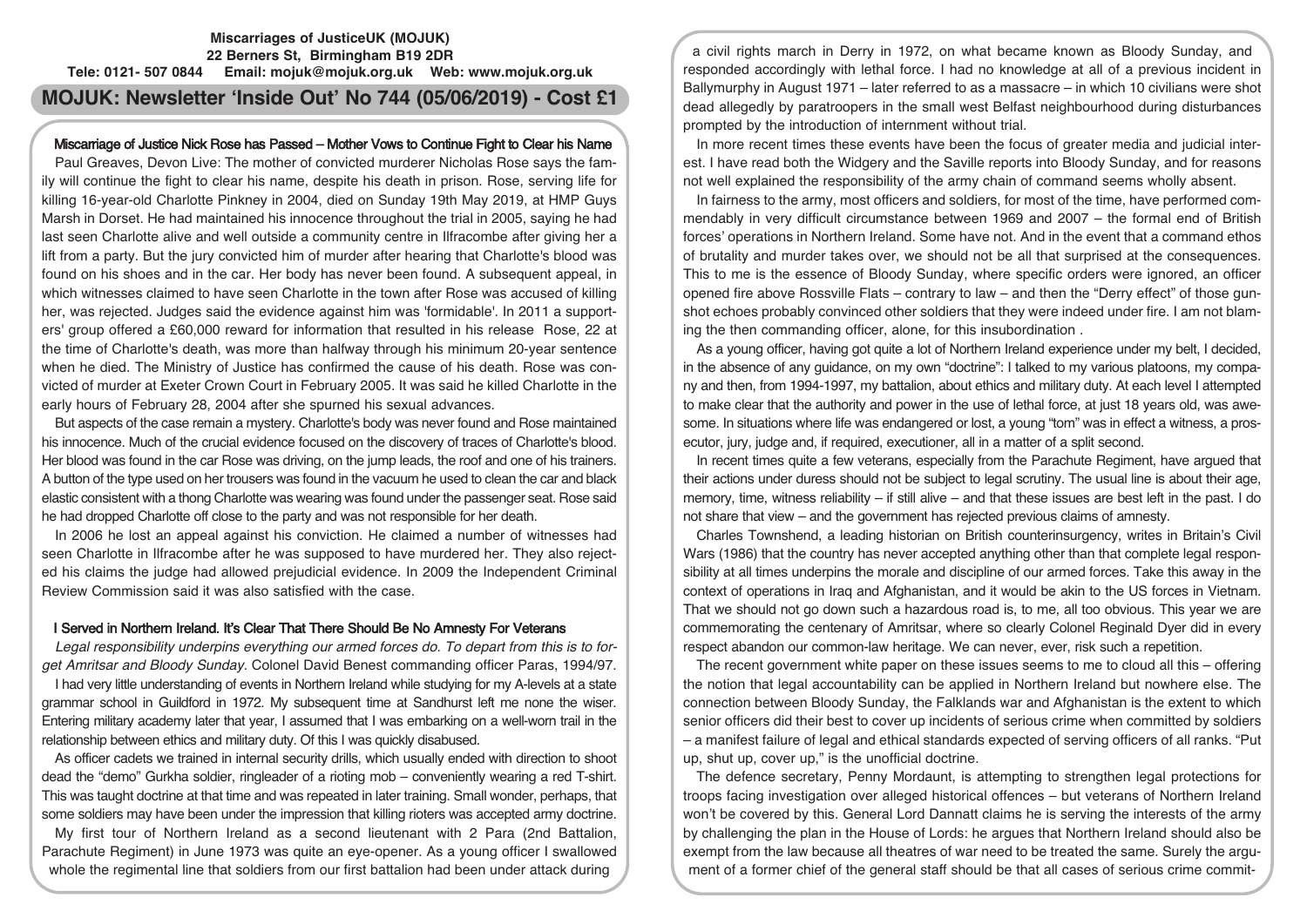**Miscarriages of JusticeUK (MOJUK)**
**22 Berners St, Birmingham B19 2DR**
**Tele: 0121- 507 0844 Email: mojuk@mojuk.org.uk Web: www.mojuk.org.uk**

# MOJUK: Newsletter 'Inside Out' No 744 (05/06/2019) - Cost £1

## Miscarriage of Justice Nick Rose has Passed – Mother Vows to Continue Fight to Clear his Name

Paul Greaves, Devon Live: The mother of convicted murderer Nicholas Rose says the family will continue the fight to clear his name, despite his death in prison. Rose, serving life for killing 16-year-old Charlotte Pinkney in 2004, died on Sunday 19th May 2019, at HMP Guys Marsh in Dorset. He had maintained his innocence throughout the trial in 2005, saying he had last seen Charlotte alive and well outside a community centre in Ilfracombe after giving her a lift from a party. But the jury convicted him of murder after hearing that Charlotte's blood was found on his shoes and in the car. Her body has never been found. A subsequent appeal, in which witnesses claimed to have seen Charlotte in the town after Rose was accused of killing her, was rejected. Judges said the evidence against him was 'formidable'. In 2011 a supporters' group offered a £60,000 reward for information that resulted in his release Rose, 22 at the time of Charlotte's death, was more than halfway through his minimum 20-year sentence when he died. The Ministry of Justice has confirmed the cause of his death. Rose was convicted of murder at Exeter Crown Court in February 2005. It was said he killed Charlotte in the early hours of February 28, 2004 after she spurned his sexual advances.

But aspects of the case remain a mystery. Charlotte's body was never found and Rose maintained his innocence. Much of the crucial evidence focused on the discovery of traces of Charlotte's blood. Her blood was found in the car Rose was driving, on the jump leads, the roof and one of his trainers. A button of the type used on her trousers was found in the vacuum he used to clean the car and black elastic consistent with a thong Charlotte was wearing was found under the passenger seat. Rose said he had dropped Charlotte off close to the party and was not responsible for her death.

In 2006 he lost an appeal against his conviction. He claimed a number of witnesses had seen Charlotte in Ilfracombe after he was supposed to have murdered her. They also rejected his claims the judge had allowed prejudicial evidence. In 2009 the Independent Criminal Review Commission said it was also satisfied with the case.

## I Served in Northern Ireland. It's Clear That There Should Be No Amnesty For Veterans

*Legal responsibility underpins everything our armed forces do. To depart from this is to forget Amritsar and Bloody Sunday.* Colonel David Benest commanding officer Paras, 1994/97.

I had very little understanding of events in Northern Ireland while studying for my A-levels at a state grammar school in Guildford in 1972. My subsequent time at Sandhurst left me none the wiser. Entering military academy later that year, I assumed that I was embarking on a well-worn trail in the relationship between ethics and military duty. Of this I was quickly disabused.

As officer cadets we trained in internal security drills, which usually ended with direction to shoot dead the "demo" Gurkha soldier, ringleader of a rioting mob – conveniently wearing a red T-shirt. This was taught doctrine at that time and was repeated in later training. Small wonder, perhaps, that some soldiers may have been under the impression that killing rioters was accepted army doctrine.

My first tour of Northern Ireland as a second lieutenant with 2 Para (2nd Battalion, Parachute Regiment) in June 1973 was quite an eye-opener. As a young officer I swallowed whole the regimental line that soldiers from our first battalion had been under attack during a civil rights march in Derry in 1972, on what became known as Bloody Sunday, and responded accordingly with lethal force. I had no knowledge at all of a previous incident in Ballymurphy in August 1971 – later referred to as a massacre – in which 10 civilians were shot dead allegedly by paratroopers in the small west Belfast neighbourhood during disturbances prompted by the introduction of internment without trial.

In more recent times these events have been the focus of greater media and judicial interest. I have read both the Widgery and the Saville reports into Bloody Sunday, and for reasons not well explained the responsibility of the army chain of command seems wholly absent.

In fairness to the army, most officers and soldiers, for most of the time, have performed commendably in very difficult circumstance between 1969 and 2007 – the formal end of British forces' operations in Northern Ireland. Some have not. And in the event that a command ethos of brutality and murder takes over, we should not be all that surprised at the consequences. This to me is the essence of Bloody Sunday, where specific orders were ignored, an officer opened fire above Rossville Flats – contrary to law – and then the "Derry effect" of those gunshot echoes probably convinced other soldiers that they were indeed under fire. I am not blaming the then commanding officer, alone, for this insubordination .

As a young officer, having got quite a lot of Northern Ireland experience under my belt, I decided, in the absence of any guidance, on my own "doctrine": I talked to my various platoons, my company and then, from 1994-1997, my battalion, about ethics and military duty. At each level I attempted to make clear that the authority and power in the use of lethal force, at just 18 years old, was awesome. In situations where life was endangered or lost, a young "tom" was in effect a witness, a prosecutor, jury, judge and, if required, executioner, all in a matter of a split second.

In recent times quite a few veterans, especially from the Parachute Regiment, have argued that their actions under duress should not be subject to legal scrutiny. The usual line is about their age, memory, time, witness reliability – if still alive – and that these issues are best left in the past. I do not share that view – and the government has rejected previous claims of amnesty.

Charles Townshend, a leading historian on British counterinsurgency, writes in Britain's Civil Wars (1986) that the country has never accepted anything other than that complete legal responsibility at all times underpins the morale and discipline of our armed forces. Take this away in the context of operations in Iraq and Afghanistan, and it would be akin to the US forces in Vietnam. That we should not go down such a hazardous road is, to me, all too obvious. This year we are commemorating the centenary of Amritsar, where so clearly Colonel Reginald Dyer did in every respect abandon our common-law heritage. We can never, ever, risk such a repetition.

The recent government white paper on these issues seems to me to cloud all this – offering the notion that legal accountability can be applied in Northern Ireland but nowhere else. The connection between Bloody Sunday, the Falklands war and Afghanistan is the extent to which senior officers did their best to cover up incidents of serious crime when committed by soldiers – a manifest failure of legal and ethical standards expected of serving officers of all ranks. "Put up, shut up, cover up," is the unofficial doctrine.

The defence secretary, Penny Mordaunt, is attempting to strengthen legal protections for troops facing investigation over alleged historical offences – but veterans of Northern Ireland won't be covered by this. General Lord Dannatt claims he is serving the interests of the army by challenging the plan in the House of Lords: he argues that Northern Ireland should also be exempt from the law because all theatres of war need to be treated the same. Surely the argument of a former chief of the general staff should be that all cases of serious crime commit-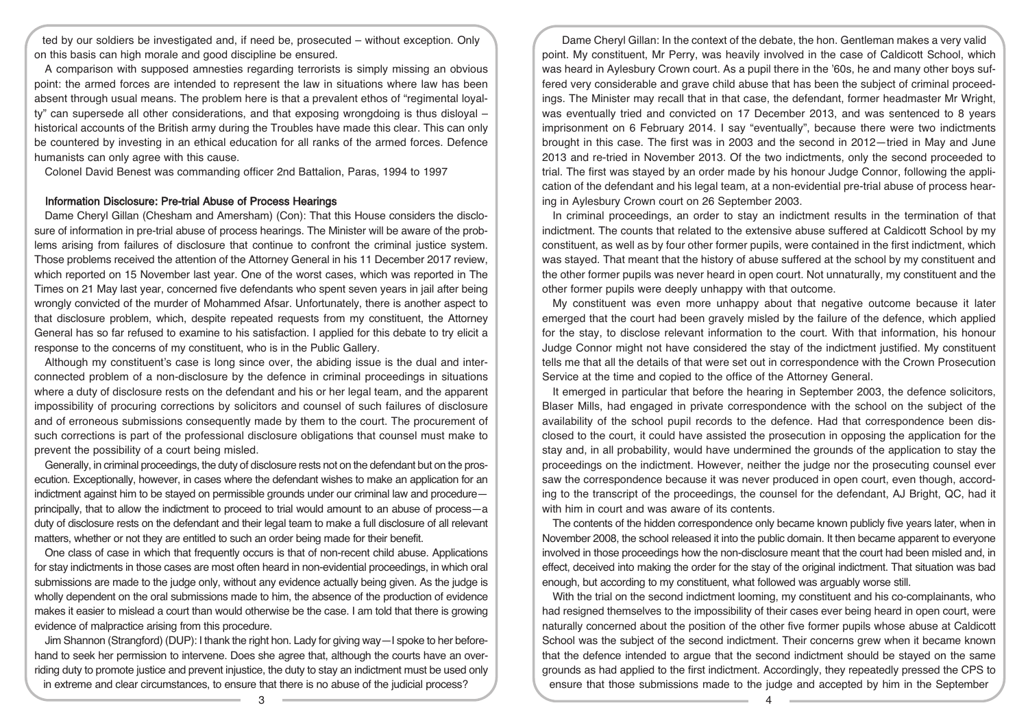ted by our soldiers be investigated and, if need be, prosecuted – without exception. Only on this basis can high morale and good discipline be ensured.

A comparison with supposed amnesties regarding terrorists is simply missing an obvious point: the armed forces are intended to represent the law in situations where law has been absent through usual means. The problem here is that a prevalent ethos of "regimental loyalty" can supersede all other considerations, and that exposing wrongdoing is thus disloyal – historical accounts of the British army during the Troubles have made this clear. This can only be countered by investing in an ethical education for all ranks of the armed forces. Defence humanists can only agree with this cause.

Colonel David Benest was commanding officer 2nd Battalion, Paras, 1994 to 1997

## Information Disclosure: Pre-trial Abuse of Process Hearings

Dame Cheryl Gillan (Chesham and Amersham) (Con): That this House considers the disclosure of information in pre-trial abuse of process hearings. The Minister will be aware of the problems arising from failures of disclosure that continue to confront the criminal justice system. Those problems received the attention of the Attorney General in his 11 December 2017 review, which reported on 15 November last year. One of the worst cases, which was reported in The Times on 21 May last year, concerned five defendants who spent seven years in jail after being wrongly convicted of the murder of Mohammed Afsar. Unfortunately, there is another aspect to that disclosure problem, which, despite repeated requests from my constituent, the Attorney General has so far refused to examine to his satisfaction. I applied for this debate to try elicit a response to the concerns of my constituent, who is in the Public Gallery.

Although my constituent's case is long since over, the abiding issue is the dual and interconnected problem of a non-disclosure by the defence in criminal proceedings in situations where a duty of disclosure rests on the defendant and his or her legal team, and the apparent impossibility of procuring corrections by solicitors and counsel of such failures of disclosure and of erroneous submissions consequently made by them to the court. The procurement of such corrections is part of the professional disclosure obligations that counsel must make to prevent the possibility of a court being misled.

Generally, in criminal proceedings, the duty of disclosure rests not on the defendant but on the prosecution. Exceptionally, however, in cases where the defendant wishes to make an application for an indictment against him to be stayed on permissible grounds under our criminal law and procedure—principally, that to allow the indictment to proceed to trial would amount to an abuse of process—a duty of disclosure rests on the defendant and their legal team to make a full disclosure of all relevant matters, whether or not they are entitled to such an order being made for their benefit.

One class of case in which that frequently occurs is that of non-recent child abuse. Applications for stay indictments in those cases are most often heard in non-evidential proceedings, in which oral submissions are made to the judge only, without any evidence actually being given. As the judge is wholly dependent on the oral submissions made to him, the absence of the production of evidence makes it easier to mislead a court than would otherwise be the case. I am told that there is growing evidence of malpractice arising from this procedure.

Jim Shannon (Strangford) (DUP): I thank the right hon. Lady for giving way—I spoke to her beforehand to seek her permission to intervene. Does she agree that, although the courts have an overriding duty to promote justice and prevent injustice, the duty to stay an indictment must be used only in extreme and clear circumstances, to ensure that there is no abuse of the judicial process?

Dame Cheryl Gillan: In the context of the debate, the hon. Gentleman makes a very valid point. My constituent, Mr Perry, was heavily involved in the case of Caldicott School, which was heard in Aylesbury Crown court. As a pupil there in the '60s, he and many other boys suffered very considerable and grave child abuse that has been the subject of criminal proceedings. The Minister may recall that in that case, the defendant, former headmaster Mr Wright, was eventually tried and convicted on 17 December 2013, and was sentenced to 8 years imprisonment on 6 February 2014. I say "eventually", because there were two indictments brought in this case. The first was in 2003 and the second in 2012—tried in May and June 2013 and re-tried in November 2013. Of the two indictments, only the second proceeded to trial. The first was stayed by an order made by his honour Judge Connor, following the application of the defendant and his legal team, at a non-evidential pre-trial abuse of process hearing in Aylesbury Crown court on 26 September 2003.

In criminal proceedings, an order to stay an indictment results in the termination of that indictment. The counts that related to the extensive abuse suffered at Caldicott School by my constituent, as well as by four other former pupils, were contained in the first indictment, which was stayed. That meant that the history of abuse suffered at the school by my constituent and the other former pupils was never heard in open court. Not unnaturally, my constituent and the other former pupils were deeply unhappy with that outcome.

My constituent was even more unhappy about that negative outcome because it later emerged that the court had been gravely misled by the failure of the defence, which applied for the stay, to disclose relevant information to the court. With that information, his honour Judge Connor might not have considered the stay of the indictment justified. My constituent tells me that all the details of that were set out in correspondence with the Crown Prosecution Service at the time and copied to the office of the Attorney General.

It emerged in particular that before the hearing in September 2003, the defence solicitors, Blaser Mills, had engaged in private correspondence with the school on the subject of the availability of the school pupil records to the defence. Had that correspondence been disclosed to the court, it could have assisted the prosecution in opposing the application for the stay and, in all probability, would have undermined the grounds of the application to stay the proceedings on the indictment. However, neither the judge nor the prosecuting counsel ever saw the correspondence because it was never produced in open court, even though, according to the transcript of the proceedings, the counsel for the defendant, AJ Bright, QC, had it with him in court and was aware of its contents.

The contents of the hidden correspondence only became known publicly five years later, when in November 2008, the school released it into the public domain. It then became apparent to everyone involved in those proceedings how the non-disclosure meant that the court had been misled and, in effect, deceived into making the order for the stay of the original indictment. That situation was bad enough, but according to my constituent, what followed was arguably worse still.

With the trial on the second indictment looming, my constituent and his co-complainants, who had resigned themselves to the impossibility of their cases ever being heard in open court, were naturally concerned about the position of the other five former pupils whose abuse at Caldicott School was the subject of the second indictment. Their concerns grew when it became known that the defence intended to argue that the second indictment should be stayed on the same grounds as had applied to the first indictment. Accordingly, they repeatedly pressed the CPS to ensure that those submissions made to the judge and accepted by him in the September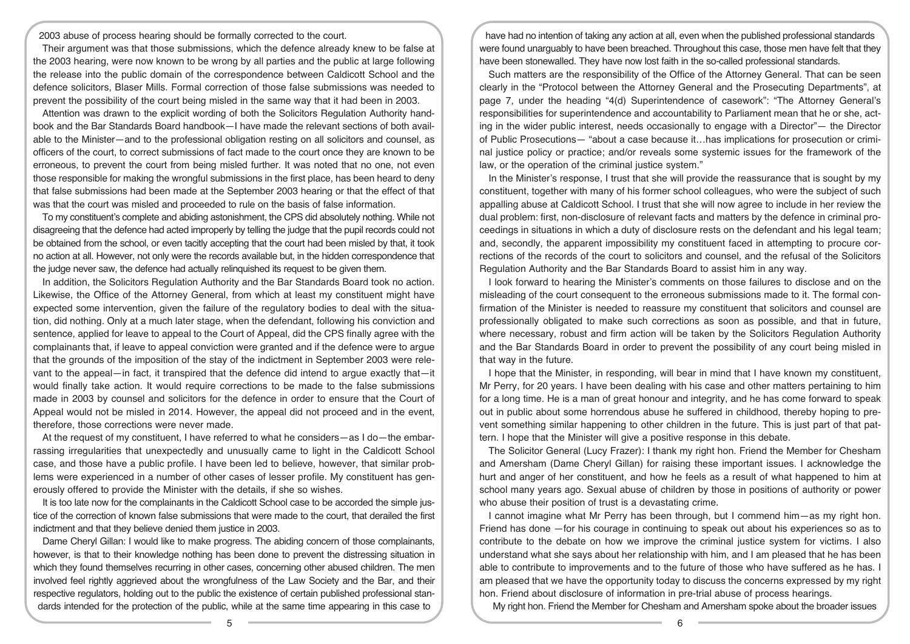2003 abuse of process hearing should be formally corrected to the court.

Their argument was that those submissions, which the defence already knew to be false at the 2003 hearing, were now known to be wrong by all parties and the public at large following the release into the public domain of the correspondence between Caldicott School and the defence solicitors, Blaser Mills. Formal correction of those false submissions was needed to prevent the possibility of the court being misled in the same way that it had been in 2003.

Attention was drawn to the explicit wording of both the Solicitors Regulation Authority handbook and the Bar Standards Board handbook—I have made the relevant sections of both available to the Minister—and to the professional obligation resting on all solicitors and counsel, as officers of the court, to correct submissions of fact made to the court once they are known to be erroneous, to prevent the court from being misled further. It was noted that no one, not even those responsible for making the wrongful submissions in the first place, has been heard to deny that false submissions had been made at the September 2003 hearing or that the effect of that was that the court was misled and proceeded to rule on the basis of false information.

To my constituent's complete and abiding astonishment, the CPS did absolutely nothing. While not disagreeing that the defence had acted improperly by telling the judge that the pupil records could not be obtained from the school, or even tacitly accepting that the court had been misled by that, it took no action at all. However, not only were the records available but, in the hidden correspondence that the judge never saw, the defence had actually relinquished its request to be given them.

In addition, the Solicitors Regulation Authority and the Bar Standards Board took no action. Likewise, the Office of the Attorney General, from which at least my constituent might have expected some intervention, given the failure of the regulatory bodies to deal with the situation, did nothing. Only at a much later stage, when the defendant, following his conviction and sentence, applied for leave to appeal to the Court of Appeal, did the CPS finally agree with the complainants that, if leave to appeal conviction were granted and if the defence were to argue that the grounds of the imposition of the stay of the indictment in September 2003 were relevant to the appeal—in fact, it transpired that the defence did intend to argue exactly that—it would finally take action. It would require corrections to be made to the false submissions made in 2003 by counsel and solicitors for the defence in order to ensure that the Court of Appeal would not be misled in 2014. However, the appeal did not proceed and in the event, therefore, those corrections were never made.

At the request of my constituent, I have referred to what he considers—as I do—the embarrassing irregularities that unexpectedly and unusually came to light in the Caldicott School case, and those have a public profile. I have been led to believe, however, that similar problems were experienced in a number of other cases of lesser profile. My constituent has generously offered to provide the Minister with the details, if she so wishes.

It is too late now for the complainants in the Caldicott School case to be accorded the simple justice of the correction of known false submissions that were made to the court, that derailed the first indictment and that they believe denied them justice in 2003.

Dame Cheryl Gillan: I would like to make progress. The abiding concern of those complainants, however, is that to their knowledge nothing has been done to prevent the distressing situation in which they found themselves recurring in other cases, concerning other abused children. The men involved feel rightly aggrieved about the wrongfulness of the Law Society and the Bar, and their respective regulators, holding out to the public the existence of certain published professional standards intended for the protection of the public, while at the same time appearing in this case to have had no intention of taking any action at all, even when the published professional standards were found unarguably to have been breached. Throughout this case, those men have felt that they have been stonewalled. They have now lost faith in the so-called professional standards.

Such matters are the responsibility of the Office of the Attorney General. That can be seen clearly in the "Protocol between the Attorney General and the Prosecuting Departments", at page 7, under the heading "4(d) Superintendence of casework": "The Attorney General's responsibilities for superintendence and accountability to Parliament mean that he or she, acting in the wider public interest, needs occasionally to engage with a Director"— the Director of Public Prosecutions— "about a case because it…has implications for prosecution or criminal justice policy or practice; and/or reveals some systemic issues for the framework of the law, or the operation of the criminal justice system."

In the Minister's response, I trust that she will provide the reassurance that is sought by my constituent, together with many of his former school colleagues, who were the subject of such appalling abuse at Caldicott School. I trust that she will now agree to include in her review the dual problem: first, non-disclosure of relevant facts and matters by the defence in criminal proceedings in situations in which a duty of disclosure rests on the defendant and his legal team; and, secondly, the apparent impossibility my constituent faced in attempting to procure corrections of the records of the court to solicitors and counsel, and the refusal of the Solicitors Regulation Authority and the Bar Standards Board to assist him in any way.

I look forward to hearing the Minister's comments on those failures to disclose and on the misleading of the court consequent to the erroneous submissions made to it. The formal confirmation of the Minister is needed to reassure my constituent that solicitors and counsel are professionally obligated to make such corrections as soon as possible, and that in future, where necessary, robust and firm action will be taken by the Solicitors Regulation Authority and the Bar Standards Board in order to prevent the possibility of any court being misled in that way in the future.

I hope that the Minister, in responding, will bear in mind that I have known my constituent, Mr Perry, for 20 years. I have been dealing with his case and other matters pertaining to him for a long time. He is a man of great honour and integrity, and he has come forward to speak out in public about some horrendous abuse he suffered in childhood, thereby hoping to prevent something similar happening to other children in the future. This is just part of that pattern. I hope that the Minister will give a positive response in this debate.

The Solicitor General (Lucy Frazer): I thank my right hon. Friend the Member for Chesham and Amersham (Dame Cheryl Gillan) for raising these important issues. I acknowledge the hurt and anger of her constituent, and how he feels as a result of what happened to him at school many years ago. Sexual abuse of children by those in positions of authority or power who abuse their position of trust is a devastating crime.

I cannot imagine what Mr Perry has been through, but I commend him—as my right hon. Friend has done —for his courage in continuing to speak out about his experiences so as to contribute to the debate on how we improve the criminal justice system for victims. I also understand what she says about her relationship with him, and I am pleased that he has been able to contribute to improvements and to the future of those who have suffered as he has. I am pleased that we have the opportunity today to discuss the concerns expressed by my right hon. Friend about disclosure of information in pre-trial abuse of process hearings.

My right hon. Friend the Member for Chesham and Amersham spoke about the broader issues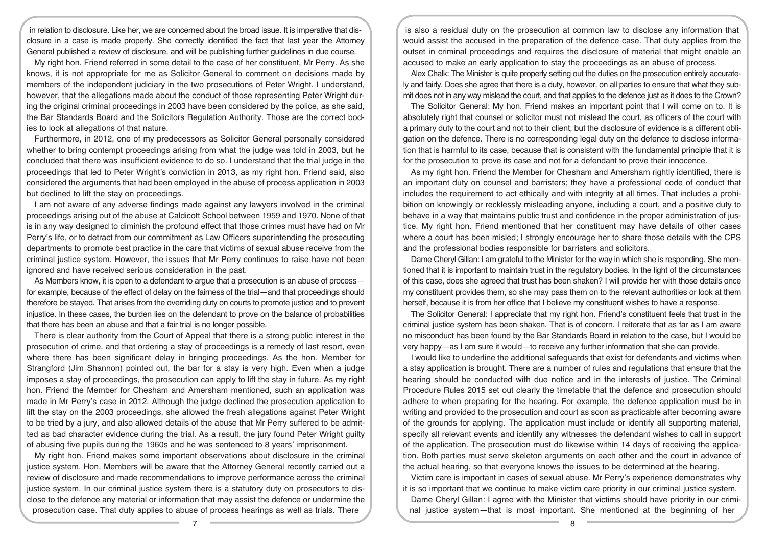in relation to disclosure. Like her, we are concerned about the broad issue. It is imperative that disclosure in a case is made properly. She correctly identified the fact that last year the Attorney General published a review of disclosure, and will be publishing further guidelines in due course.

My right hon. Friend referred in some detail to the case of her constituent, Mr Perry. As she knows, it is not appropriate for me as Solicitor General to comment on decisions made by members of the independent judiciary in the two prosecutions of Peter Wright. I understand, however, that the allegations made about the conduct of those representing Peter Wright during the original criminal proceedings in 2003 have been considered by the police, as she said, the Bar Standards Board and the Solicitors Regulation Authority. Those are the correct bodies to look at allegations of that nature.

Furthermore, in 2012, one of my predecessors as Solicitor General personally considered whether to bring contempt proceedings arising from what the judge was told in 2003, but he concluded that there was insufficient evidence to do so. I understand that the trial judge in the proceedings that led to Peter Wright's conviction in 2013, as my right hon. Friend said, also considered the arguments that had been employed in the abuse of process application in 2003 but declined to lift the stay on proceedings.

I am not aware of any adverse findings made against any lawyers involved in the criminal proceedings arising out of the abuse at Caldicott School between 1959 and 1970. None of that is in any way designed to diminish the profound effect that those crimes must have had on Mr Perry's life, or to detract from our commitment as Law Officers superintending the prosecuting departments to promote best practice in the care that victims of sexual abuse receive from the criminal justice system. However, the issues that Mr Perry continues to raise have not been ignored and have received serious consideration in the past.

As Members know, it is open to a defendant to argue that a prosecution is an abuse of process—for example, because of the effect of delay on the fairness of the trial—and that proceedings should therefore be stayed. That arises from the overriding duty on courts to promote justice and to prevent injustice. In these cases, the burden lies on the defendant to prove on the balance of probabilities that there has been an abuse and that a fair trial is no longer possible.

There is clear authority from the Court of Appeal that there is a strong public interest in the prosecution of crime, and that ordering a stay of proceedings is a remedy of last resort, even where there has been significant delay in bringing proceedings. As the hon. Member for Strangford (Jim Shannon) pointed out, the bar for a stay is very high. Even when a judge imposes a stay of proceedings, the prosecution can apply to lift the stay in future. As my right hon. Friend the Member for Chesham and Amersham mentioned, such an application was made in Mr Perry's case in 2012. Although the judge declined the prosecution application to lift the stay on the 2003 proceedings, she allowed the fresh allegations against Peter Wright to be tried by a jury, and also allowed details of the abuse that Mr Perry suffered to be admitted as bad character evidence during the trial. As a result, the jury found Peter Wright guilty of abusing five pupils during the 1960s and he was sentenced to 8 years' imprisonment.

My right hon. Friend makes some important observations about disclosure in the criminal justice system. Hon. Members will be aware that the Attorney General recently carried out a review of disclosure and made recommendations to improve performance across the criminal justice system. In our criminal justice system there is a statutory duty on prosecutors to disclose to the defence any material or information that may assist the defence or undermine the prosecution case. That duty applies to abuse of process hearings as well as trials. There is also a residual duty on the prosecution at common law to disclose any information that would assist the accused in the preparation of the defence case. That duty applies from the outset in criminal proceedings and requires the disclosure of material that might enable an accused to make an early application to stay the proceedings as an abuse of process.

Alex Chalk: The Minister is quite properly setting out the duties on the prosecution entirely accurately and fairly. Does she agree that there is a duty, however, on all parties to ensure that what they submit does not in any way mislead the court, and that applies to the defence just as it does to the Crown?

The Solicitor General: My hon. Friend makes an important point that I will come on to. It is absolutely right that counsel or solicitor must not mislead the court, as officers of the court with a primary duty to the court and not to their client, but the disclosure of evidence is a different obligation on the defence. There is no corresponding legal duty on the defence to disclose information that is harmful to its case, because that is consistent with the fundamental principle that it is for the prosecution to prove its case and not for a defendant to prove their innocence.

As my right hon. Friend the Member for Chesham and Amersham rightly identified, there is an important duty on counsel and barristers; they have a professional code of conduct that includes the requirement to act ethically and with integrity at all times. That includes a prohibition on knowingly or recklessly misleading anyone, including a court, and a positive duty to behave in a way that maintains public trust and confidence in the proper administration of justice. My right hon. Friend mentioned that her constituent may have details of other cases where a court has been misled; I strongly encourage her to share those details with the CPS and the professional bodies responsible for barristers and solicitors.

Dame Cheryl Gillan: I am grateful to the Minister for the way in which she is responding. She mentioned that it is important to maintain trust in the regulatory bodies. In the light of the circumstances of this case, does she agreed that trust has been shaken? I will provide her with those details once my constituent provides them, so she may pass them on to the relevant authorities or look at them herself, because it is from her office that I believe my constituent wishes to have a response.

The Solicitor General: I appreciate that my right hon. Friend's constituent feels that trust in the criminal justice system has been shaken. That is of concern. I reiterate that as far as I am aware no misconduct has been found by the Bar Standards Board in relation to the case, but I would be very happy—as I am sure it would—to receive any further information that she can provide.

I would like to underline the additional safeguards that exist for defendants and victims when a stay application is brought. There are a number of rules and regulations that ensure that the hearing should be conducted with due notice and in the interests of justice. The Criminal Procedure Rules 2015 set out clearly the timetable that the defence and prosecution should adhere to when preparing for the hearing. For example, the defence application must be in writing and provided to the prosecution and court as soon as practicable after becoming aware of the grounds for applying. The application must include or identify all supporting material, specify all relevant events and identify any witnesses the defendant wishes to call in support of the application. The prosecution must do likewise within 14 days of receiving the application. Both parties must serve skeleton arguments on each other and the court in advance of the actual hearing, so that everyone knows the issues to be determined at the hearing.

Victim care is important in cases of sexual abuse. Mr Perry's experience demonstrates why it is so important that we continue to make victim care priority in our criminal justice system.

Dame Cheryl Gillan: I agree with the Minister that victims should have priority in our criminal justice system—that is most important. She mentioned at the beginning of her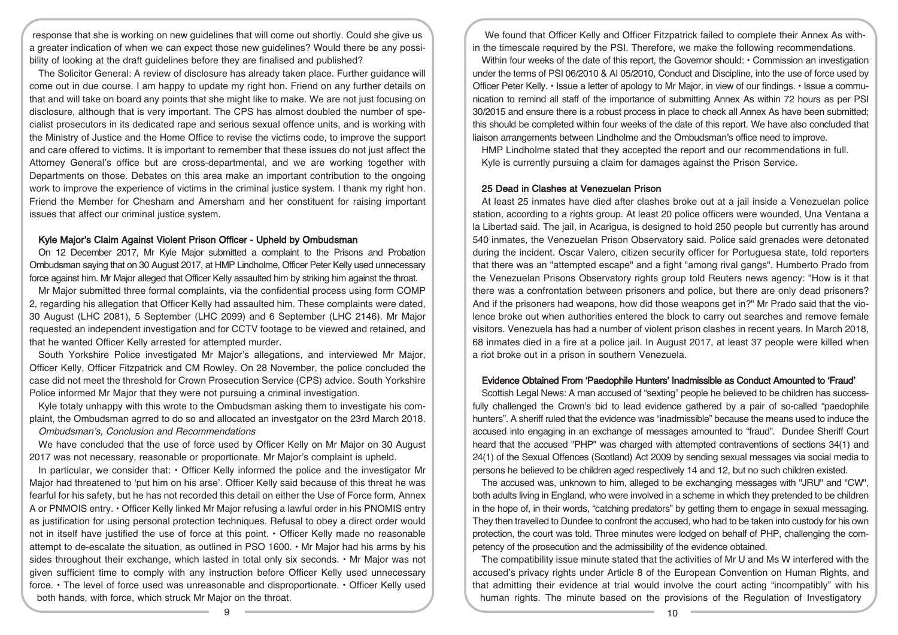response that she is working on new guidelines that will come out shortly. Could she give us a greater indication of when we can expect those new guidelines? Would there be any possibility of looking at the draft guidelines before they are finalised and published?

The Solicitor General: A review of disclosure has already taken place. Further guidance will come out in due course. I am happy to update my right hon. Friend on any further details on that and will take on board any points that she might like to make. We are not just focusing on disclosure, although that is very important. The CPS has almost doubled the number of specialist prosecutors in its dedicated rape and serious sexual offence units, and is working with the Ministry of Justice and the Home Office to revise the victims code, to improve the support and care offered to victims. It is important to remember that these issues do not just affect the Attorney General's office but are cross-departmental, and we are working together with Departments on those. Debates on this area make an important contribution to the ongoing work to improve the experience of victims in the criminal justice system. I thank my right hon. Friend the Member for Chesham and Amersham and her constituent for raising important issues that affect our criminal justice system.

## Kyle Major's Claim Against Violent Prison Officer - Upheld by Ombudsman

On 12 December 2017, Mr Kyle Major submitted a complaint to the Prisons and Probation Ombudsman saying that on 30 August 2017, at HMP Lindholme, Officer Peter Kelly used unnecessary force against him. Mr Major alleged that Officer Kelly assaulted him by striking him against the throat.

Mr Major submitted three formal complaints, via the confidential process using form COMP 2, regarding his allegation that Officer Kelly had assaulted him. These complaints were dated, 30 August (LHC 2081), 5 September (LHC 2099) and 6 September (LHC 2146). Mr Major requested an independent investigation and for CCTV footage to be viewed and retained, and that he wanted Officer Kelly arrested for attempted murder.

South Yorkshire Police investigated Mr Major's allegations, and interviewed Mr Major, Officer Kelly, Officer Fitzpatrick and CM Rowley. On 28 November, the police concluded the case did not meet the threshold for Crown Prosecution Service (CPS) advice. South Yorkshire Police informed Mr Major that they were not pursuing a criminal investigation.

Kyle totaly unhappy with this wrote to the Ombudsman asking them to investigate his complaint, the Ombudsman agrred to do so and allocated an investgator on the 23rd March 2018.

*Ombudsman's, Conclusion and Recommendations*

We have concluded that the use of force used by Officer Kelly on Mr Major on 30 August 2017 was not necessary, reasonable or proportionate. Mr Major's complaint is upheld.

In particular, we consider that: • Officer Kelly informed the police and the investigator Mr Major had threatened to 'put him on his arse'. Officer Kelly said because of this threat he was fearful for his safety, but he has not recorded this detail on either the Use of Force form, Annex A or PNMOIS entry. • Officer Kelly linked Mr Major refusing a lawful order in his PNOMIS entry as justification for using personal protection techniques. Refusal to obey a direct order would not in itself have justified the use of force at this point. • Officer Kelly made no reasonable attempt to de-escalate the situation, as outlined in PSO 1600. • Mr Major had his arms by his sides throughout their exchange, which lasted in total only six seconds. • Mr Major was not given sufficient time to comply with any instruction before Officer Kelly used unnecessary force. • The level of force used was unreasonable and disproportionate. • Officer Kelly used both hands, with force, which struck Mr Major on the throat.

We found that Officer Kelly and Officer Fitzpatrick failed to complete their Annex As within the timescale required by the PSI. Therefore, we make the following recommendations.

Within four weeks of the date of this report, the Governor should: • Commission an investigation under the terms of PSI 06/2010 & AI 05/2010, Conduct and Discipline, into the use of force used by Officer Peter Kelly. • Issue a letter of apology to Mr Major, in view of our findings. • Issue a communication to remind all staff of the importance of submitting Annex As within 72 hours as per PSI 30/2015 and ensure there is a robust process in place to check all Annex As have been submitted; this should be completed within four weeks of the date of this report. We have also concluded that liaison arrangements between Lindholme and the Ombudsman's office need to improve.

HMP Lindholme stated that they accepted the report and our recommendations in full.

Kyle is currently pursuing a claim for damages against the Prison Service.

## 25 Dead in Clashes at Venezuelan Prison

At least 25 inmates have died after clashes broke out at a jail inside a Venezuelan police station, according to a rights group. At least 20 police officers were wounded, Una Ventana a la Libertad said. The jail, in Acarigua, is designed to hold 250 people but currently has around 540 inmates, the Venezuelan Prison Observatory said. Police said grenades were detonated during the incident. Oscar Valero, citizen security officer for Portuguesa state, told reporters that there was an "attempted escape" and a fight "among rival gangs". Humberto Prado from the Venezuelan Prisons Observatory rights group told Reuters news agency: "How is it that there was a confrontation between prisoners and police, but there are only dead prisoners? And if the prisoners had weapons, how did those weapons get in?" Mr Prado said that the violence broke out when authorities entered the block to carry out searches and remove female visitors. Venezuela has had a number of violent prison clashes in recent years. In March 2018, 68 inmates died in a fire at a police jail. In August 2017, at least 37 people were killed when a riot broke out in a prison in southern Venezuela.

## Evidence Obtained From 'Paedophile Hunters' Inadmissible as Conduct Amounted to 'Fraud'

Scottish Legal News: A man accused of "sexting" people he believed to be children has successfully challenged the Crown's bid to lead evidence gathered by a pair of so-called "paedophile hunters". A sheriff ruled that the evidence was "inadmissible" because the means used to induce the accused into engaging in an exchange of messages amounted to "fraud". Dundee Sheriff Court heard that the accused "PHP" was charged with attempted contraventions of sections 34(1) and 24(1) of the Sexual Offences (Scotland) Act 2009 by sending sexual messages via social media to persons he believed to be children aged respectively 14 and 12, but no such children existed.

The accused was, unknown to him, alleged to be exchanging messages with "JRU" and "CW", both adults living in England, who were involved in a scheme in which they pretended to be children in the hope of, in their words, "catching predators" by getting them to engage in sexual messaging. They then travelled to Dundee to confront the accused, who had to be taken into custody for his own protection, the court was told. Three minutes were lodged on behalf of PHP, challenging the competency of the prosecution and the admissibility of the evidence obtained.

The compatibility issue minute stated that the activities of Mr U and Ms W interfered with the accused's privacy rights under Article 8 of the European Convention on Human Rights, and that admitting their evidence at trial would involve the court acting "incompatibly" with his human rights. The minute based on the provisions of the Regulation of Investigatory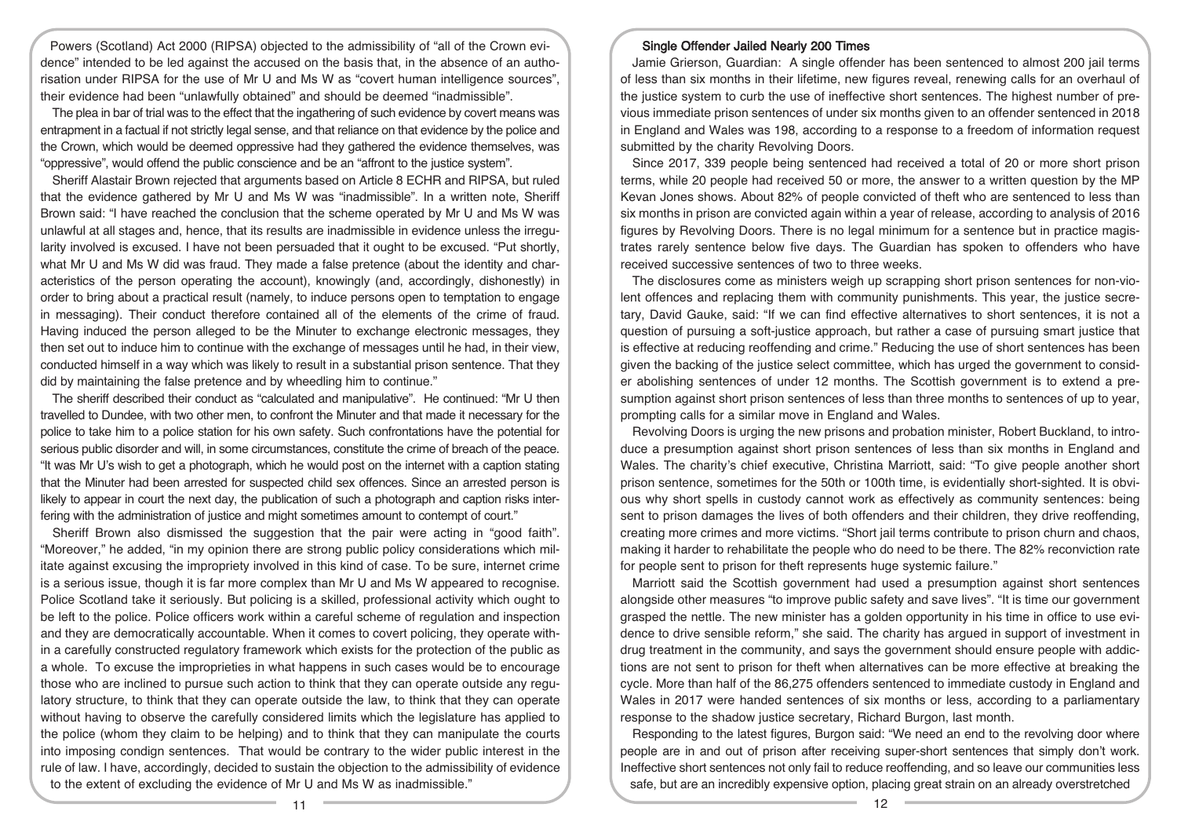Powers (Scotland) Act 2000 (RIPSA) objected to the admissibility of "all of the Crown evidence" intended to be led against the accused on the basis that, in the absence of an authorisation under RIPSA for the use of Mr U and Ms W as "covert human intelligence sources", their evidence had been "unlawfully obtained" and should be deemed "inadmissible".

The plea in bar of trial was to the effect that the ingathering of such evidence by covert means was entrapment in a factual if not strictly legal sense, and that reliance on that evidence by the police and the Crown, which would be deemed oppressive had they gathered the evidence themselves, was "oppressive", would offend the public conscience and be an "affront to the justice system".

Sheriff Alastair Brown rejected that arguments based on Article 8 ECHR and RIPSA, but ruled that the evidence gathered by Mr U and Ms W was "inadmissible". In a written note, Sheriff Brown said: "I have reached the conclusion that the scheme operated by Mr U and Ms W was unlawful at all stages and, hence, that its results are inadmissible in evidence unless the irregularity involved is excused. I have not been persuaded that it ought to be excused. "Put shortly, what Mr U and Ms W did was fraud. They made a false pretence (about the identity and characteristics of the person operating the account), knowingly (and, accordingly, dishonestly) in order to bring about a practical result (namely, to induce persons open to temptation to engage in messaging). Their conduct therefore contained all of the elements of the crime of fraud. Having induced the person alleged to be the Minuter to exchange electronic messages, they then set out to induce him to continue with the exchange of messages until he had, in their view, conducted himself in a way which was likely to result in a substantial prison sentence. That they did by maintaining the false pretence and by wheedling him to continue."

The sheriff described their conduct as "calculated and manipulative". He continued: "Mr U then travelled to Dundee, with two other men, to confront the Minuter and that made it necessary for the police to take him to a police station for his own safety. Such confrontations have the potential for serious public disorder and will, in some circumstances, constitute the crime of breach of the peace. "It was Mr U's wish to get a photograph, which he would post on the internet with a caption stating that the Minuter had been arrested for suspected child sex offences. Since an arrested person is likely to appear in court the next day, the publication of such a photograph and caption risks interfering with the administration of justice and might sometimes amount to contempt of court."

Sheriff Brown also dismissed the suggestion that the pair were acting in "good faith". "Moreover," he added, "in my opinion there are strong public policy considerations which militate against excusing the impropriety involved in this kind of case. To be sure, internet crime is a serious issue, though it is far more complex than Mr U and Ms W appeared to recognise. Police Scotland take it seriously. But policing is a skilled, professional activity which ought to be left to the police. Police officers work within a careful scheme of regulation and inspection and they are democratically accountable. When it comes to covert policing, they operate within a carefully constructed regulatory framework which exists for the protection of the public as a whole. To excuse the improprieties in what happens in such cases would be to encourage those who are inclined to pursue such action to think that they can operate outside any regulatory structure, to think that they can operate outside the law, to think that they can operate without having to observe the carefully considered limits which the legislature has applied to the police (whom they claim to be helping) and to think that they can manipulate the courts into imposing condign sentences. That would be contrary to the wider public interest in the rule of law. I have, accordingly, decided to sustain the objection to the admissibility of evidence to the extent of excluding the evidence of Mr U and Ms W as inadmissible."

## Single Offender Jailed Nearly 200 Times

Jamie Grierson, Guardian: A single offender has been sentenced to almost 200 jail terms of less than six months in their lifetime, new figures reveal, renewing calls for an overhaul of the justice system to curb the use of ineffective short sentences. The highest number of previous immediate prison sentences of under six months given to an offender sentenced in 2018 in England and Wales was 198, according to a response to a freedom of information request submitted by the charity Revolving Doors.

Since 2017, 339 people being sentenced had received a total of 20 or more short prison terms, while 20 people had received 50 or more, the answer to a written question by the MP Kevan Jones shows. About 82% of people convicted of theft who are sentenced to less than six months in prison are convicted again within a year of release, according to analysis of 2016 figures by Revolving Doors. There is no legal minimum for a sentence but in practice magistrates rarely sentence below five days. The Guardian has spoken to offenders who have received successive sentences of two to three weeks.

The disclosures come as ministers weigh up scrapping short prison sentences for non-violent offences and replacing them with community punishments. This year, the justice secretary, David Gauke, said: "If we can find effective alternatives to short sentences, it is not a question of pursuing a soft-justice approach, but rather a case of pursuing smart justice that is effective at reducing reoffending and crime." Reducing the use of short sentences has been given the backing of the justice select committee, which has urged the government to consider abolishing sentences of under 12 months. The Scottish government is to extend a presumption against short prison sentences of less than three months to sentences of up to year, prompting calls for a similar move in England and Wales.

Revolving Doors is urging the new prisons and probation minister, Robert Buckland, to introduce a presumption against short prison sentences of less than six months in England and Wales. The charity's chief executive, Christina Marriott, said: "To give people another short prison sentence, sometimes for the 50th or 100th time, is evidentially short-sighted. It is obvious why short spells in custody cannot work as effectively as community sentences: being sent to prison damages the lives of both offenders and their children, they drive reoffending, creating more crimes and more victims. "Short jail terms contribute to prison churn and chaos, making it harder to rehabilitate the people who do need to be there. The 82% reconviction rate for people sent to prison for theft represents huge systemic failure."

Marriott said the Scottish government had used a presumption against short sentences alongside other measures "to improve public safety and save lives". "It is time our government grasped the nettle. The new minister has a golden opportunity in his time in office to use evidence to drive sensible reform," she said. The charity has argued in support of investment in drug treatment in the community, and says the government should ensure people with addictions are not sent to prison for theft when alternatives can be more effective at breaking the cycle. More than half of the 86,275 offenders sentenced to immediate custody in England and Wales in 2017 were handed sentences of six months or less, according to a parliamentary response to the shadow justice secretary, Richard Burgon, last month.

Responding to the latest figures, Burgon said: "We need an end to the revolving door where people are in and out of prison after receiving super-short sentences that simply don't work. Ineffective short sentences not only fail to reduce reoffending, and so leave our communities less safe, but are an incredibly expensive option, placing great strain on an already overstretched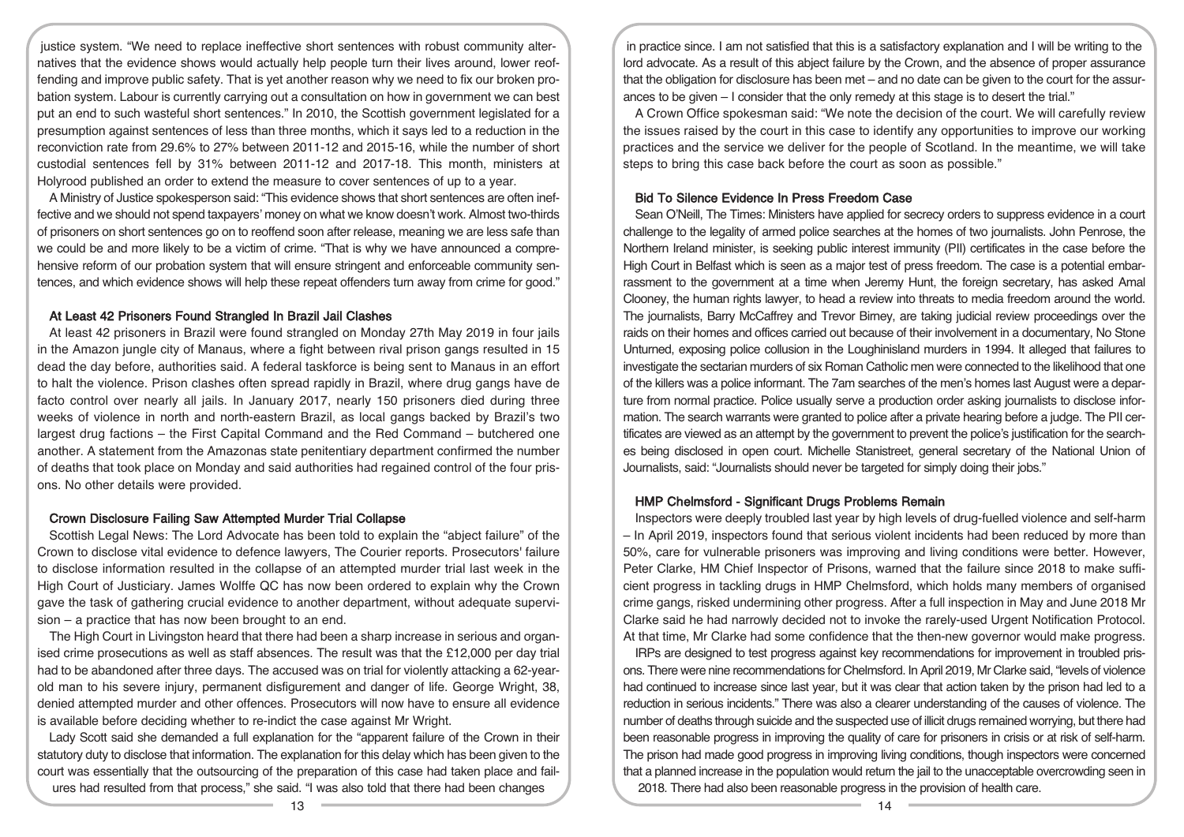justice system. "We need to replace ineffective short sentences with robust community alternatives that the evidence shows would actually help people turn their lives around, lower reoffending and improve public safety. That is yet another reason why we need to fix our broken probation system. Labour is currently carrying out a consultation on how in government we can best put an end to such wasteful short sentences." In 2010, the Scottish government legislated for a presumption against sentences of less than three months, which it says led to a reduction in the reconviction rate from 29.6% to 27% between 2011-12 and 2015-16, while the number of short custodial sentences fell by 31% between 2011-12 and 2017-18. This month, ministers at Holyrood published an order to extend the measure to cover sentences of up to a year.

A Ministry of Justice spokesperson said: "This evidence shows that short sentences are often ineffective and we should not spend taxpayers' money on what we know doesn't work. Almost two-thirds of prisoners on short sentences go on to reoffend soon after release, meaning we are less safe than we could be and more likely to be a victim of crime. "That is why we have announced a comprehensive reform of our probation system that will ensure stringent and enforceable community sentences, and which evidence shows will help these repeat offenders turn away from crime for good."

### At Least 42 Prisoners Found Strangled In Brazil Jail Clashes

At least 42 prisoners in Brazil were found strangled on Monday 27th May 2019 in four jails in the Amazon jungle city of Manaus, where a fight between rival prison gangs resulted in 15 dead the day before, authorities said. A federal taskforce is being sent to Manaus in an effort to halt the violence. Prison clashes often spread rapidly in Brazil, where drug gangs have de facto control over nearly all jails. In January 2017, nearly 150 prisoners died during three weeks of violence in north and north-eastern Brazil, as local gangs backed by Brazil's two largest drug factions – the First Capital Command and the Red Command – butchered one another. A statement from the Amazonas state penitentiary department confirmed the number of deaths that took place on Monday and said authorities had regained control of the four prisons. No other details were provided.

### Crown Disclosure Failing Saw Attempted Murder Trial Collapse

Scottish Legal News: The Lord Advocate has been told to explain the "abject failure" of the Crown to disclose vital evidence to defence lawyers, The Courier reports. Prosecutors' failure to disclose information resulted in the collapse of an attempted murder trial last week in the High Court of Justiciary. James Wolffe QC has now been ordered to explain why the Crown gave the task of gathering crucial evidence to another department, without adequate supervision – a practice that has now been brought to an end.

The High Court in Livingston heard that there had been a sharp increase in serious and organised crime prosecutions as well as staff absences. The result was that the £12,000 per day trial had to be abandoned after three days. The accused was on trial for violently attacking a 62-year-old man to his severe injury, permanent disfigurement and danger of life. George Wright, 38, denied attempted murder and other offences. Prosecutors will now have to ensure all evidence is available before deciding whether to re-indict the case against Mr Wright.

Lady Scott said she demanded a full explanation for the "apparent failure of the Crown in their statutory duty to disclose that information. The explanation for this delay which has been given to the court was essentially that the outsourcing of the preparation of this case had taken place and failures had resulted from that process," she said. "I was also told that there had been changes in practice since. I am not satisfied that this is a satisfactory explanation and I will be writing to the lord advocate. As a result of this abject failure by the Crown, and the absence of proper assurance that the obligation for disclosure has been met – and no date can be given to the court for the assurances to be given – I consider that the only remedy at this stage is to desert the trial."

A Crown Office spokesman said: "We note the decision of the court. We will carefully review the issues raised by the court in this case to identify any opportunities to improve our working practices and the service we deliver for the people of Scotland. In the meantime, we will take steps to bring this case back before the court as soon as possible."

### Bid To Silence Evidence In Press Freedom Case

Sean O'Neill, The Times: Ministers have applied for secrecy orders to suppress evidence in a court challenge to the legality of armed police searches at the homes of two journalists. John Penrose, the Northern Ireland minister, is seeking public interest immunity (PII) certificates in the case before the High Court in Belfast which is seen as a major test of press freedom. The case is a potential embarrassment to the government at a time when Jeremy Hunt, the foreign secretary, has asked Amal Clooney, the human rights lawyer, to head a review into threats to media freedom around the world. The journalists, Barry McCaffrey and Trevor Birney, are taking judicial review proceedings over the raids on their homes and offices carried out because of their involvement in a documentary, No Stone Unturned, exposing police collusion in the Loughinisland murders in 1994. It alleged that failures to investigate the sectarian murders of six Roman Catholic men were connected to the likelihood that one of the killers was a police informant. The 7am searches of the men's homes last August were a departure from normal practice. Police usually serve a production order asking journalists to disclose information. The search warrants were granted to police after a private hearing before a judge. The PII certificates are viewed as an attempt by the government to prevent the police's justification for the searches being disclosed in open court. Michelle Stanistreet, general secretary of the National Union of Journalists, said: "Journalists should never be targeted for simply doing their jobs."

### HMP Chelmsford - Significant Drugs Problems Remain

Inspectors were deeply troubled last year by high levels of drug-fuelled violence and self-harm – In April 2019, inspectors found that serious violent incidents had been reduced by more than 50%, care for vulnerable prisoners was improving and living conditions were better. However, Peter Clarke, HM Chief Inspector of Prisons, warned that the failure since 2018 to make sufficient progress in tackling drugs in HMP Chelmsford, which holds many members of organised crime gangs, risked undermining other progress. After a full inspection in May and June 2018 Mr Clarke said he had narrowly decided not to invoke the rarely-used Urgent Notification Protocol. At that time, Mr Clarke had some confidence that the then-new governor would make progress.

IRPs are designed to test progress against key recommendations for improvement in troubled prisons. There were nine recommendations for Chelmsford. In April 2019, Mr Clarke said, "levels of violence had continued to increase since last year, but it was clear that action taken by the prison had led to a reduction in serious incidents." There was also a clearer understanding of the causes of violence. The number of deaths through suicide and the suspected use of illicit drugs remained worrying, but there had been reasonable progress in improving the quality of care for prisoners in crisis or at risk of self-harm. The prison had made good progress in improving living conditions, though inspectors were concerned that a planned increase in the population would return the jail to the unacceptable overcrowding seen in 2018. There had also been reasonable progress in the provision of health care.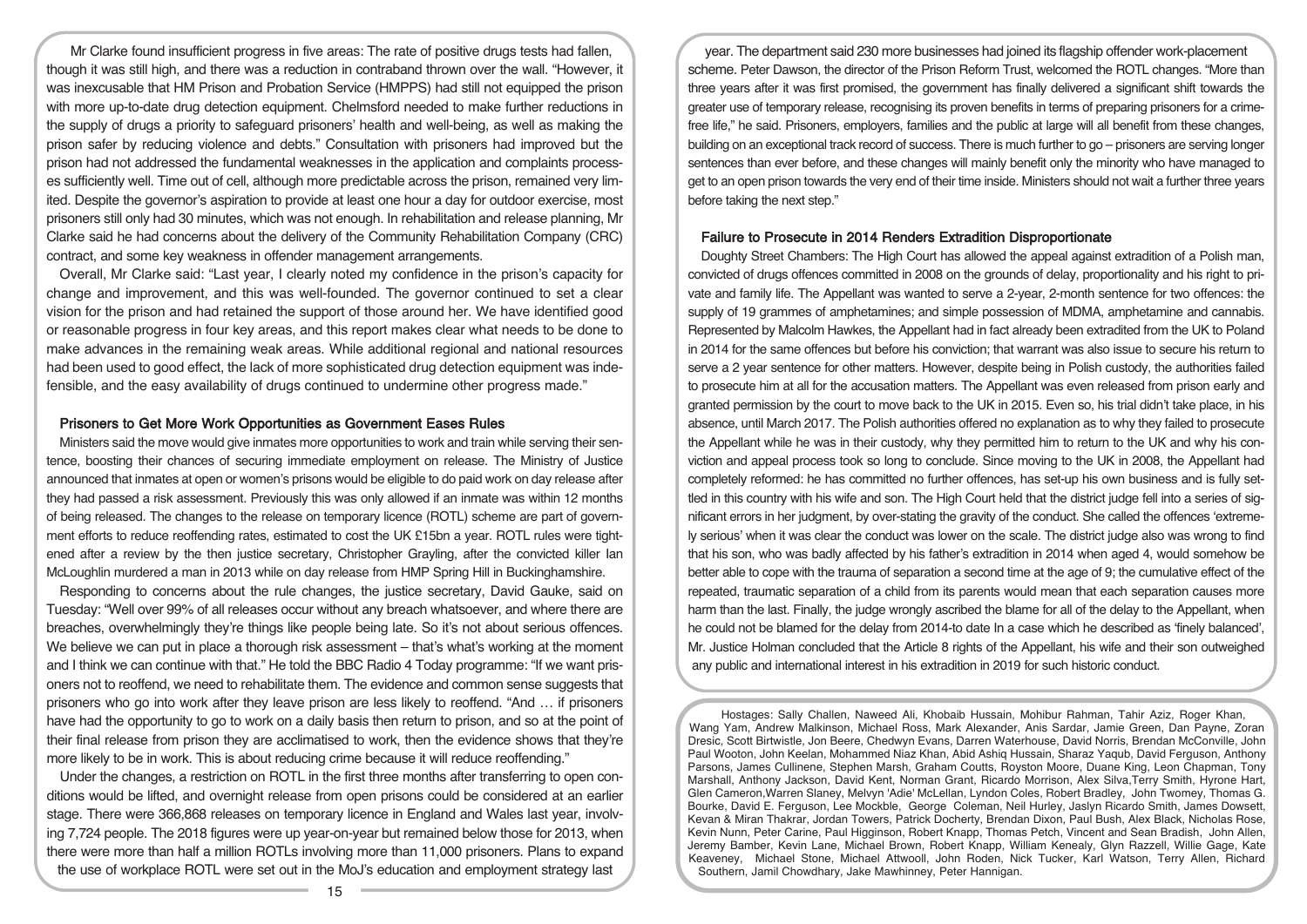Mr Clarke found insufficient progress in five areas: The rate of positive drugs tests had fallen, though it was still high, and there was a reduction in contraband thrown over the wall. "However, it was inexcusable that HM Prison and Probation Service (HMPPS) had still not equipped the prison with more up-to-date drug detection equipment. Chelmsford needed to make further reductions in the supply of drugs a priority to safeguard prisoners' health and well-being, as well as making the prison safer by reducing violence and debts." Consultation with prisoners had improved but the prison had not addressed the fundamental weaknesses in the application and complaints processes sufficiently well. Time out of cell, although more predictable across the prison, remained very limited. Despite the governor's aspiration to provide at least one hour a day for outdoor exercise, most prisoners still only had 30 minutes, which was not enough. In rehabilitation and release planning, Mr Clarke said he had concerns about the delivery of the Community Rehabilitation Company (CRC) contract, and some key weakness in offender management arrangements.

Overall, Mr Clarke said: "Last year, I clearly noted my confidence in the prison's capacity for change and improvement, and this was well-founded. The governor continued to set a clear vision for the prison and had retained the support of those around her. We have identified good or reasonable progress in four key areas, and this report makes clear what needs to be done to make advances in the remaining weak areas. While additional regional and national resources had been used to good effect, the lack of more sophisticated drug detection equipment was indefensible, and the easy availability of drugs continued to undermine other progress made."

### Prisoners to Get More Work Opportunities as Government Eases Rules

Ministers said the move would give inmates more opportunities to work and train while serving their sentence, boosting their chances of securing immediate employment on release. The Ministry of Justice announced that inmates at open or women's prisons would be eligible to do paid work on day release after they had passed a risk assessment. Previously this was only allowed if an inmate was within 12 months of being released. The changes to the release on temporary licence (ROTL) scheme are part of government efforts to reduce reoffending rates, estimated to cost the UK £15bn a year. ROTL rules were tightened after a review by the then justice secretary, Christopher Grayling, after the convicted killer Ian McLoughlin murdered a man in 2013 while on day release from HMP Spring Hill in Buckinghamshire.

Responding to concerns about the rule changes, the justice secretary, David Gauke, said on Tuesday: "Well over 99% of all releases occur without any breach whatsoever, and where there are breaches, overwhelmingly they're things like people being late. So it's not about serious offences. We believe we can put in place a thorough risk assessment – that's what's working at the moment and I think we can continue with that." He told the BBC Radio 4 Today programme: "If we want prisoners not to reoffend, we need to rehabilitate them. The evidence and common sense suggests that prisoners who go into work after they leave prison are less likely to reoffend. "And … if prisoners have had the opportunity to go to work on a daily basis then return to prison, and so at the point of their final release from prison they are acclimatised to work, then the evidence shows that they're more likely to be in work. This is about reducing crime because it will reduce reoffending."

Under the changes, a restriction on ROTL in the first three months after transferring to open conditions would be lifted, and overnight release from open prisons could be considered at an earlier stage. There were 366,868 releases on temporary licence in England and Wales last year, involving 7,724 people. The 2018 figures were up year-on-year but remained below those for 2013, when there were more than half a million ROTLs involving more than 11,000 prisoners. Plans to expand the use of workplace ROTL were set out in the MoJ's education and employment strategy last year. The department said 230 more businesses had joined its flagship offender work-placement scheme. Peter Dawson, the director of the Prison Reform Trust, welcomed the ROTL changes. "More than three years after it was first promised, the government has finally delivered a significant shift towards the greater use of temporary release, recognising its proven benefits in terms of preparing prisoners for a crime-free life," he said. Prisoners, employers, families and the public at large will all benefit from these changes, building on an exceptional track record of success. There is much further to go – prisoners are serving longer sentences than ever before, and these changes will mainly benefit only the minority who have managed to get to an open prison towards the very end of their time inside. Ministers should not wait a further three years before taking the next step."

### Failure to Prosecute in 2014 Renders Extradition Disproportionate

Doughty Street Chambers: The High Court has allowed the appeal against extradition of a Polish man, convicted of drugs offences committed in 2008 on the grounds of delay, proportionality and his right to private and family life. The Appellant was wanted to serve a 2-year, 2-month sentence for two offences: the supply of 19 grammes of amphetamines; and simple possession of MDMA, amphetamine and cannabis. Represented by Malcolm Hawkes, the Appellant had in fact already been extradited from the UK to Poland in 2014 for the same offences but before his conviction; that warrant was also issue to secure his return to serve a 2 year sentence for other matters. However, despite being in Polish custody, the authorities failed to prosecute him at all for the accusation matters. The Appellant was even released from prison early and granted permission by the court to move back to the UK in 2015. Even so, his trial didn't take place, in his absence, until March 2017. The Polish authorities offered no explanation as to why they failed to prosecute the Appellant while he was in their custody, why they permitted him to return to the UK and why his conviction and appeal process took so long to conclude. Since moving to the UK in 2008, the Appellant had completely reformed: he has committed no further offences, has set-up his own business and is fully settled in this country with his wife and son. The High Court held that the district judge fell into a series of significant errors in her judgment, by over-stating the gravity of the conduct. She called the offences 'extremely serious' when it was clear the conduct was lower on the scale. The district judge also was wrong to find that his son, who was badly affected by his father's extradition in 2014 when aged 4, would somehow be better able to cope with the trauma of separation a second time at the age of 9; the cumulative effect of the repeated, traumatic separation of a child from its parents would mean that each separation causes more harm than the last. Finally, the judge wrongly ascribed the blame for all of the delay to the Appellant, when he could not be blamed for the delay from 2014-to date In a case which he described as 'finely balanced', Mr. Justice Holman concluded that the Article 8 rights of the Appellant, his wife and their son outweighed any public and international interest in his extradition in 2019 for such historic conduct.

Hostages: Sally Challen, Naweed Ali, Khobaib Hussain, Mohibur Rahman, Tahir Aziz, Roger Khan, Wang Yam, Andrew Malkinson, Michael Ross, Mark Alexander, Anis Sardar, Jamie Green, Dan Payne, Zoran Dresic, Scott Birtwistle, Jon Beere, Chedwyn Evans, Darren Waterhouse, David Norris, Brendan McConville, John Paul Wooton, John Keelan, Mohammed Niaz Khan, Abid Ashiq Hussain, Sharaz Yaqub, David Ferguson, Anthony Parsons, James Cullinene, Stephen Marsh, Graham Coutts, Royston Moore, Duane King, Leon Chapman, Tony Marshall, Anthony Jackson, David Kent, Norman Grant, Ricardo Morrison, Alex Silva,Terry Smith, Hyrone Hart, Glen Cameron,Warren Slaney, Melvyn 'Adie' McLellan, Lyndon Coles, Robert Bradley, John Twomey, Thomas G. Bourke, David E. Ferguson, Lee Mockble, George Coleman, Neil Hurley, Jaslyn Ricardo Smith, James Dowsett, Kevan & Miran Thakrar, Jordan Towers, Patrick Docherty, Brendan Dixon, Paul Bush, Alex Black, Nicholas Rose, Kevin Nunn, Peter Carine, Paul Higginson, Robert Knapp, Thomas Petch, Vincent and Sean Bradish, John Allen, Jeremy Bamber, Kevin Lane, Michael Brown, Robert Knapp, William Kenealy, Glyn Razzell, Willie Gage, Kate Keaveney, Michael Stone, Michael Attwooll, John Roden, Nick Tucker, Karl Watson, Terry Allen, Richard Southern, Jamil Chowdhary, Jake Mawhinney, Peter Hannigan.